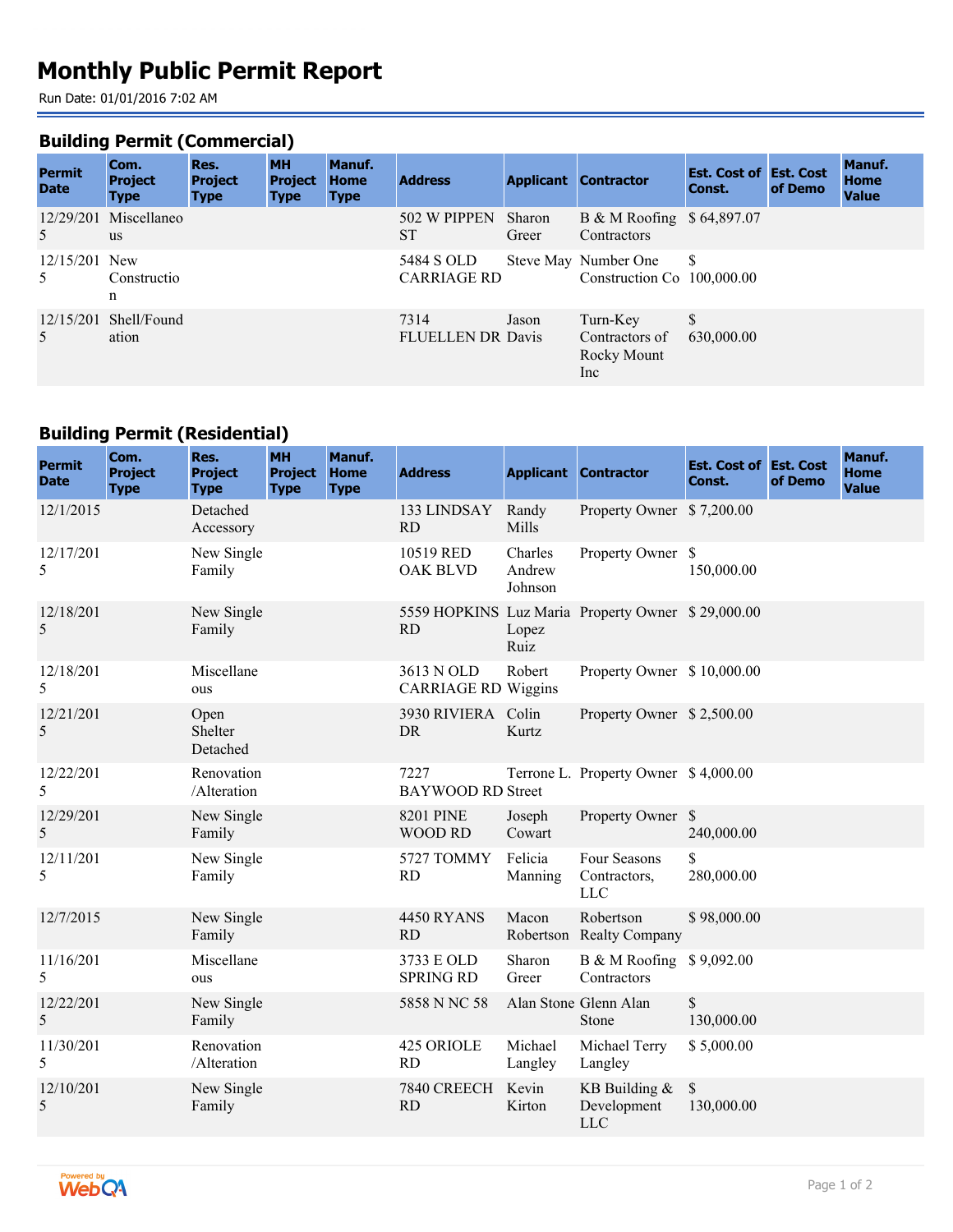# Monthly Public Permit Report

Run Date: 01/01/2016 7:02 AM

## Building Permit (Commercial)

| Permit Date | Com. Project Type | Res. Project Type | MH Project Type | Manuf. Home Type | Address | Applicant | Contractor | Est. Cost of Const. | Est. Cost of Demo | Manuf. Home Value |
|---|---|---|---|---|---|---|---|---|---|---|
| 12/29/2015 | Miscellaneous | | | | 502 W PIPPEN ST | Sharon Greer | B & M Roofing Contractors | $ 64,897.07 | | |
| 12/15/2015 | New Construction | | | | 5484 S OLD CARRIAGE RD | Steve May | Number One Construction Co | $ 100,000.00 | | |
| 12/15/2015 | Shell/Foundation | | | | 7314 FLUELLEN DR | Jason Davis | Turn-Key Contractors of Rocky Mount Inc | $ 630,000.00 | | |

## Building Permit (Residential)

| Permit Date | Com. Project Type | Res. Project Type | MH Project Type | Manuf. Home Type | Address | Applicant | Contractor | Est. Cost of Const. | Est. Cost of Demo | Manuf. Home Value |
|---|---|---|---|---|---|---|---|---|---|---|
| 12/1/2015 | | Detached Accessory | | | 133 LINDSAY RD | Randy Mills | Property Owner | $ 7,200.00 | | |
| 12/17/2015 | | New Single Family | | | 10519 RED OAK BLVD | Charles Andrew Johnson | Property Owner | $ 150,000.00 | | |
| 12/18/2015 | | New Single Family | | | 5559 HOPKINS RD | Luz Maria Lopez Ruiz | Property Owner | $ 29,000.00 | | |
| 12/18/2015 | | Miscellaneous | | | 3613 N OLD CARRIAGE RD | Robert Wiggins | Property Owner | $ 10,000.00 | | |
| 12/21/2015 | | Open Shelter Detached | | | 3930 RIVIERA DR | Colin Kurtz | Property Owner | $ 2,500.00 | | |
| 12/22/2015 | | Renovation /Alteration | | | 7227 BAYWOOD RD | Terrone L. Street | Property Owner | $ 4,000.00 | | |
| 12/29/2015 | | New Single Family | | | 8201 PINE WOOD RD | Joseph Cowart | Property Owner | $ 240,000.00 | | |
| 12/11/2015 | | New Single Family | | | 5727 TOMMY RD | Felicia Manning | Four Seasons Contractors, LLC | $ 280,000.00 | | |
| 12/7/2015 | | New Single Family | | | 4450 RYANS RD | Macon Robertson | Robertson Realty Company | $ 98,000.00 | | |
| 11/16/2015 | | Miscellaneous | | | 3733 E OLD SPRING RD | Sharon Greer | B & M Roofing Contractors | $ 9,092.00 | | |
| 12/22/2015 | | New Single Family | | | 5858 N NC 58 | Alan Stone | Glenn Alan Stone | $ 130,000.00 | | |
| 11/30/2015 | | Renovation /Alteration | | | 425 ORIOLE RD | Michael Langley | Michael Terry Langley | $ 5,000.00 | | |
| 12/10/2015 | | New Single Family | | | 7840 CREECH RD | Kevin Kirton | KB Building & Development LLC | $ 130,000.00 | | |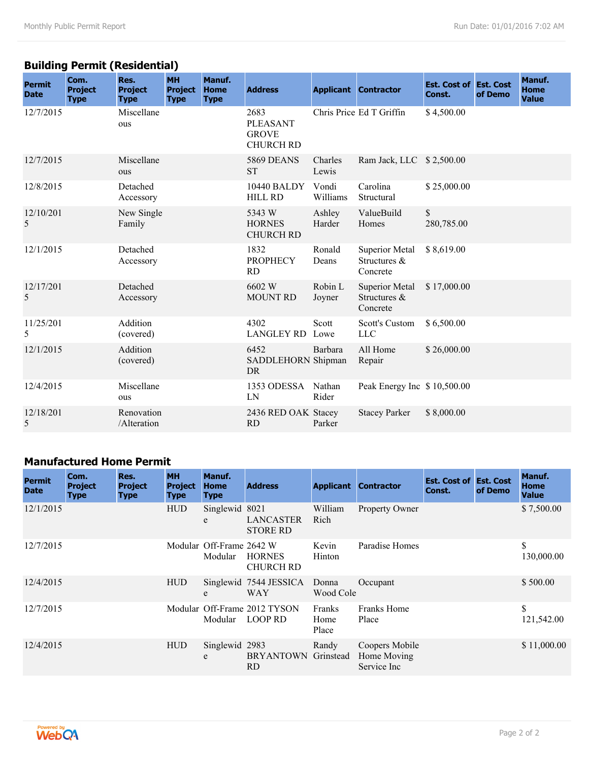## Building Permit (Residential)

| Permit Date | Com. Project Type | Res. Project Type | MH Project Type | Manuf. Home Type | Address | Applicant | Contractor | Est. Cost of Const. | Est. Cost of Demo | Manuf. Home Value |
|---|---|---|---|---|---|---|---|---|---|---|
| 12/7/2015 | | Miscellaneous | | | 2683 PLEASANT GROVE CHURCH RD | Chris Price | Ed T Griffin | $ 4,500.00 | | |
| 12/7/2015 | | Miscellaneous | | | 5869 DEANS ST | Charles Lewis | Ram Jack, LLC | $ 2,500.00 | | |
| 12/8/2015 | | Detached Accessory | | | 10440 BALDY HILL RD | Vondi Williams | Carolina Structural | $ 25,000.00 | | |
| 12/10/2015 | | New Single Family | | | 5343 W HORNES CHURCH RD | Ashley Harder | ValueBuild Homes | $ 280,785.00 | | |
| 12/1/2015 | | Detached Accessory | | | 1832 PROPHECY RD | Ronald Deans | Superior Metal Structures & Concrete | $ 8,619.00 | | |
| 12/17/2015 | | Detached Accessory | | | 6602 W MOUNT RD | Robin L Joyner | Superior Metal Structures & Concrete | $ 17,000.00 | | |
| 11/25/2015 | | Addition (covered) | | | 4302 LANGLEY RD | Scott Lowe | Scott's Custom LLC | $ 6,500.00 | | |
| 12/1/2015 | | Addition (covered) | | | 6452 SADDLEHORN DR | Barbara Shipman | All Home Repair | $ 26,000.00 | | |
| 12/4/2015 | | Miscellaneous | | | 1353 ODESSA LN | Nathan Rider | Peak Energy Inc | $ 10,500.00 | | |
| 12/18/2015 | | Renovation /Alteration | | | 2436 RED OAK RD | Stacey Parker | Stacey Parker | $ 8,000.00 | | |

## Manufactured Home Permit

| Permit Date | Com. Project Type | Res. Project Type | MH Project Type | Manuf. Home Type | Address | Applicant | Contractor | Est. Cost of Const. | Est. Cost of Demo | Manuf. Home Value |
|---|---|---|---|---|---|---|---|---|---|---|
| 12/1/2015 | | | HUD | Singlewide | 8021 LANCASTER STORE RD | William Rich | Property Owner | | | $ 7,500.00 |
| 12/7/2015 | | | Modular | Off-Frame Modular | 2642 W HORNES CHURCH RD | Kevin Hinton | Paradise Homes | | | $ 130,000.00 |
| 12/4/2015 | | | HUD | Singlewide | 7544 JESSICA WAY | Donna Wood Cole | Occupant | | | $ 500.00 |
| 12/7/2015 | | | Modular | Off-Frame Modular | 2012 TYSON LOOP RD | Franks Home Place | Franks Home Place | | | $ 121,542.00 |
| 12/4/2015 | | | HUD | Singlewide | 2983 BRYANTOWN RD | Randy Grinstead | Coopers Mobile Home Moving Service Inc | | | $ 11,000.00 |